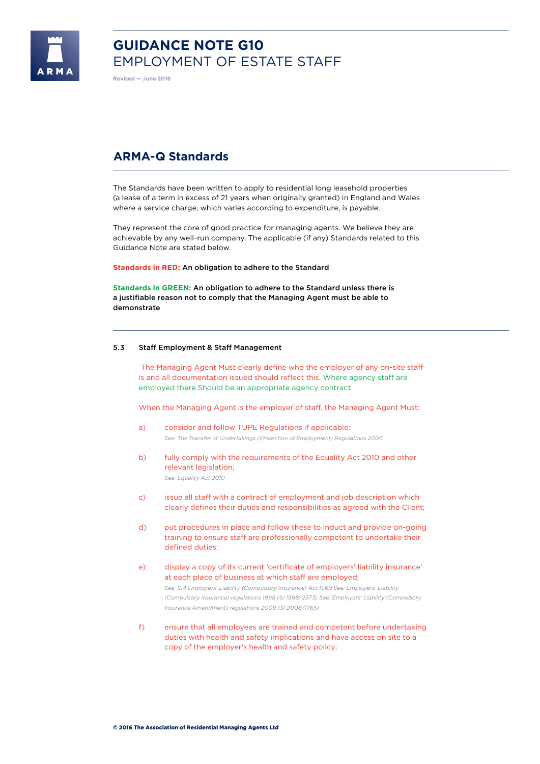# GUIDANCE NOTE G10
## EMPLOYMENT OF ESTATE STAFF

Revised — June 2016

## ARMA-Q Standards

The Standards have been written to apply to residential long leasehold properties (a lease of a term in excess of 21 years when originally granted) in England and Wales where a service charge, which varies according to expenditure, is payable.

They represent the core of good practice for managing agents. We believe they are achievable by any well-run company. The applicable (if any) Standards related to this Guidance Note are stated below.

**Standards in RED: An obligation to adhere to the Standard**

**Standards in GREEN: An obligation to adhere to the Standard unless there is a justifiable reason not to comply that the Managing Agent must be able to demonstrate**

### 5.3 Staff Employment & Staff Management

The Managing Agent Must clearly define who the employer of any on-site staff is and all documentation issued should reflect this. Where agency staff are employed there Should be an appropriate agency contract.

When the Managing Agent is the employer of staff, the Managing Agent Must:

a) consider and follow TUPE Regulations if applicable;
*See: The Transfer of Undertakings (Protection of Employment) Regulations 2006*

b) fully comply with the requirements of the Equality Act 2010 and other relevant legislation;
*See: Equality Act 2010*

c) issue all staff with a contract of employment and job description which clearly defines their duties and responsibilities as agreed with the Client;

d) put procedures in place and follow these to induct and provide on-going training to ensure staff are professionally competent to undertake their defined duties;

e) display a copy of its current 'certificate of employers' liability insurance' at each place of business at which staff are employed;
*See: S.4 Employers' Liability (Compulsory Insurance) Act 1969 See: Employers' Liability (Compulsory Insurance) regulations 1998 (SI 1998/2573) See: Employers' Liability (Compulsory Insurance Amendment) regulations 2008 (SI 2008/1765)*

f) ensure that all employees are trained and competent before undertaking duties with health and safety implications and have access on site to a copy of the employer's health and safety policy;

© 2016 The Association of Residential Managing Agents Ltd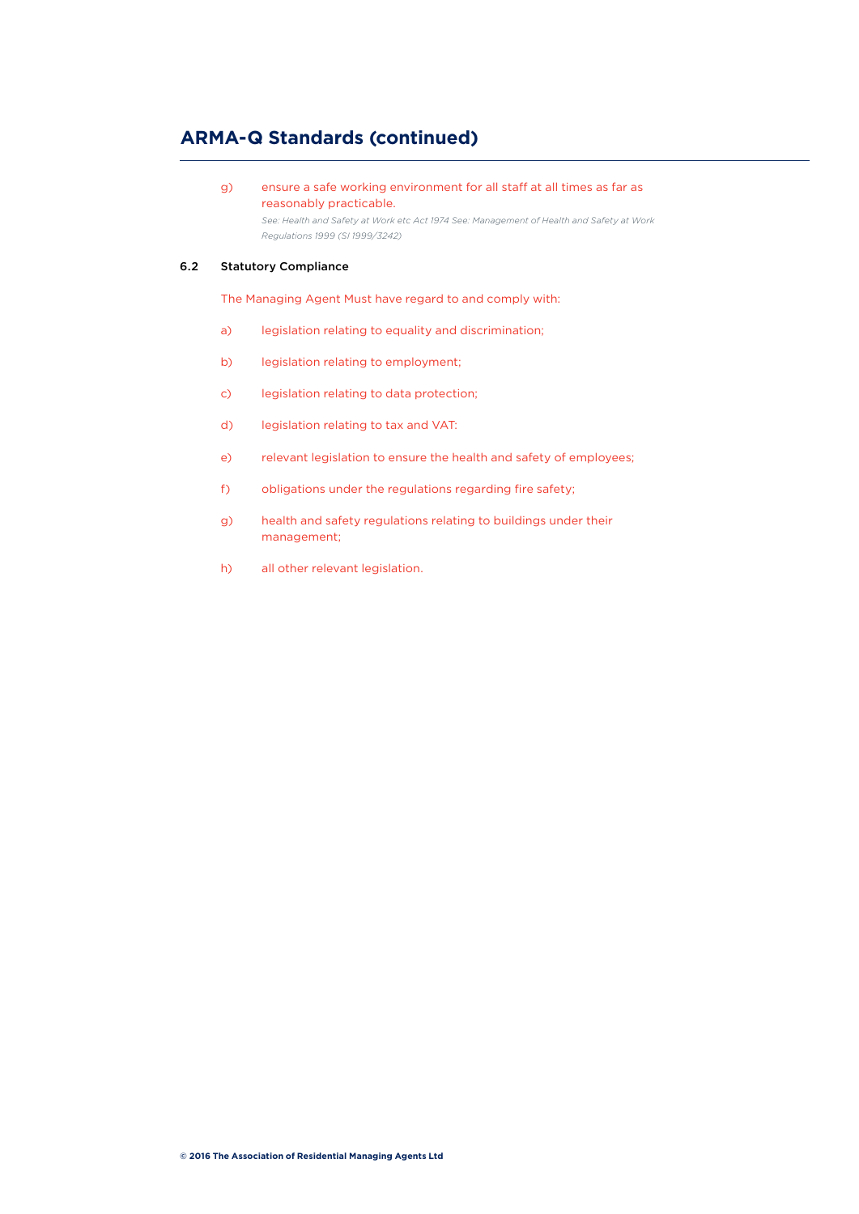## ARMA-Q Standards (continued)

g) ensure a safe working environment for all staff at all times as far as reasonably practicable.
*See: Health and Safety at Work etc Act 1974 See: Management of Health and Safety at Work Regulations 1999 (SI 1999/3242)*

### 6.2 Statutory Compliance

The Managing Agent Must have regard to and comply with:

a) legislation relating to equality and discrimination;

b) legislation relating to employment;

c) legislation relating to data protection;

d) legislation relating to tax and VAT:

e) relevant legislation to ensure the health and safety of employees;

f) obligations under the regulations regarding fire safety;

g) health and safety regulations relating to buildings under their management;

h) all other relevant legislation.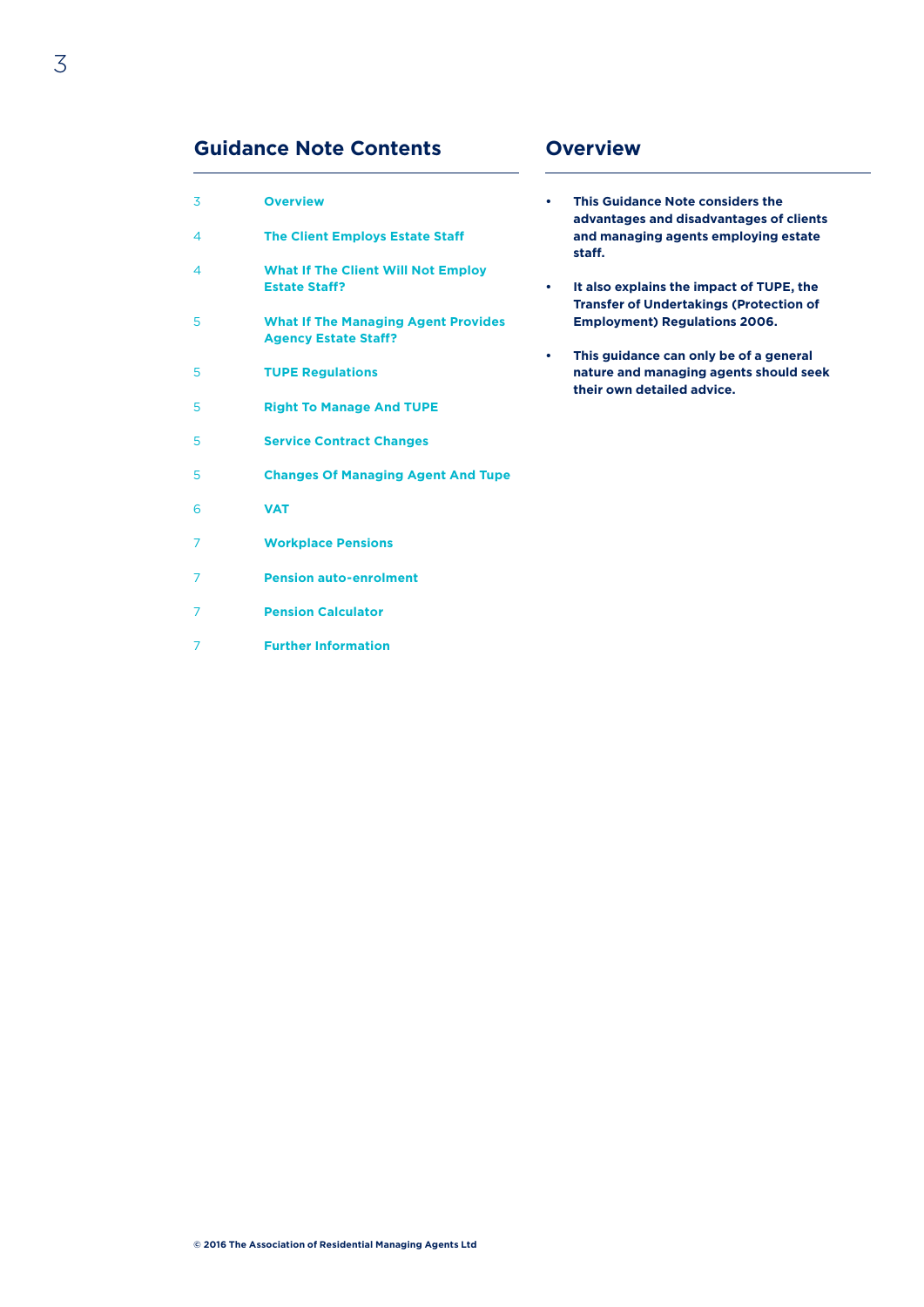## Guidance Note Contents

| | |
|---|---|
| 3 | **Overview** |
| 4 | **The Client Employs Estate Staff** |
| 4 | **What If The Client Will Not Employ Estate Staff?** |
| 5 | **What If The Managing Agent Provides Agency Estate Staff?** |
| 5 | **TUPE Regulations** |
| 5 | **Right To Manage And TUPE** |
| 5 | **Service Contract Changes** |
| 5 | **Changes Of Managing Agent And Tupe** |
| 6 | **VAT** |
| 7 | **Workplace Pensions** |
| 7 | **Pension auto-enrolment** |
| 7 | **Pension Calculator** |
| 7 | **Further Information** |

## Overview

- **This Guidance Note considers the advantages and disadvantages of clients and managing agents employing estate staff.**
- **It also explains the impact of TUPE, the Transfer of Undertakings (Protection of Employment) Regulations 2006.**
- **This guidance can only be of a general nature and managing agents should seek their own detailed advice.**

**© 2016 The Association of Residential Managing Agents Ltd**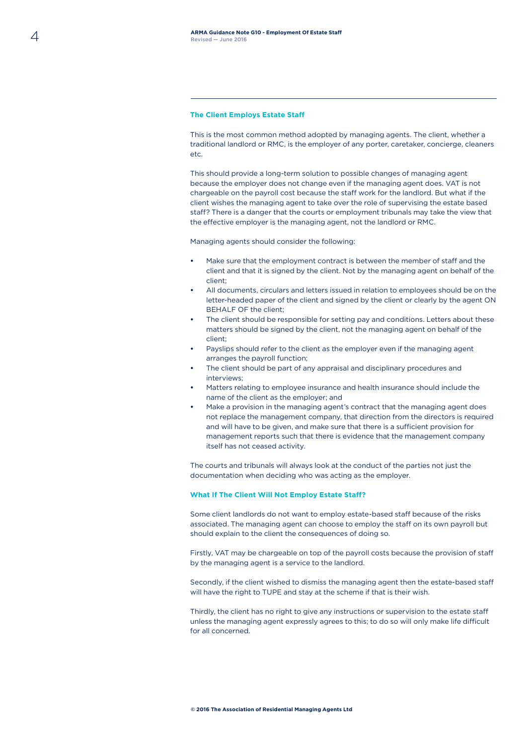### The Client Employs Estate Staff

This is the most common method adopted by managing agents. The client, whether a traditional landlord or RMC, is the employer of any porter, caretaker, concierge, cleaners etc.

This should provide a long-term solution to possible changes of managing agent because the employer does not change even if the managing agent does. VAT is not chargeable on the payroll cost because the staff work for the landlord. But what if the client wishes the managing agent to take over the role of supervising the estate based staff? There is a danger that the courts or employment tribunals may take the view that the effective employer is the managing agent, not the landlord or RMC.

Managing agents should consider the following:

- Make sure that the employment contract is between the member of staff and the client and that it is signed by the client. Not by the managing agent on behalf of the client;
- All documents, circulars and letters issued in relation to employees should be on the letter-headed paper of the client and signed by the client or clearly by the agent ON BEHALF OF the client;
- The client should be responsible for setting pay and conditions. Letters about these matters should be signed by the client, not the managing agent on behalf of the client;
- Payslips should refer to the client as the employer even if the managing agent arranges the payroll function;
- The client should be part of any appraisal and disciplinary procedures and interviews;
- Matters relating to employee insurance and health insurance should include the name of the client as the employer; and
- Make a provision in the managing agent's contract that the managing agent does not replace the management company, that direction from the directors is required and will have to be given, and make sure that there is a sufficient provision for management reports such that there is evidence that the management company itself has not ceased activity.

The courts and tribunals will always look at the conduct of the parties not just the documentation when deciding who was acting as the employer.

### What If The Client Will Not Employ Estate Staff?

Some client landlords do not want to employ estate-based staff because of the risks associated. The managing agent can choose to employ the staff on its own payroll but should explain to the client the consequences of doing so.

Firstly, VAT may be chargeable on top of the payroll costs because the provision of staff by the managing agent is a service to the landlord.

Secondly, if the client wished to dismiss the managing agent then the estate-based staff will have the right to TUPE and stay at the scheme if that is their wish.

Thirdly, the client has no right to give any instructions or supervision to the estate staff unless the managing agent expressly agrees to this; to do so will only make life difficult for all concerned.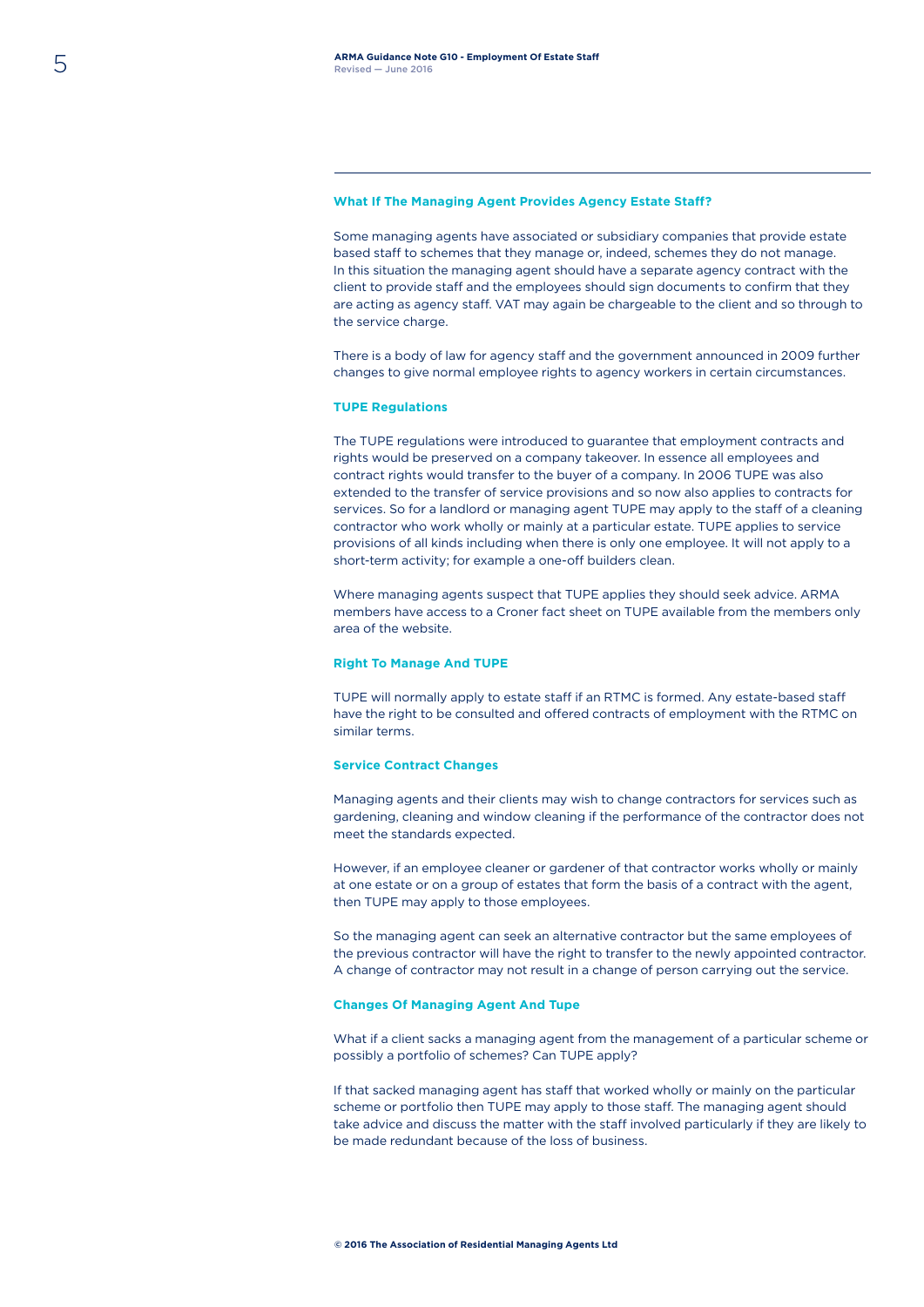### What If The Managing Agent Provides Agency Estate Staff?

Some managing agents have associated or subsidiary companies that provide estate based staff to schemes that they manage or, indeed, schemes they do not manage. In this situation the managing agent should have a separate agency contract with the client to provide staff and the employees should sign documents to confirm that they are acting as agency staff. VAT may again be chargeable to the client and so through to the service charge.

There is a body of law for agency staff and the government announced in 2009 further changes to give normal employee rights to agency workers in certain circumstances.

### TUPE Regulations

The TUPE regulations were introduced to guarantee that employment contracts and rights would be preserved on a company takeover. In essence all employees and contract rights would transfer to the buyer of a company. In 2006 TUPE was also extended to the transfer of service provisions and so now also applies to contracts for services. So for a landlord or managing agent TUPE may apply to the staff of a cleaning contractor who work wholly or mainly at a particular estate. TUPE applies to service provisions of all kinds including when there is only one employee. It will not apply to a short-term activity; for example a one-off builders clean.

Where managing agents suspect that TUPE applies they should seek advice. ARMA members have access to a Croner fact sheet on TUPE available from the members only area of the website.

### Right To Manage And TUPE

TUPE will normally apply to estate staff if an RTMC is formed. Any estate-based staff have the right to be consulted and offered contracts of employment with the RTMC on similar terms.

### Service Contract Changes

Managing agents and their clients may wish to change contractors for services such as gardening, cleaning and window cleaning if the performance of the contractor does not meet the standards expected.

However, if an employee cleaner or gardener of that contractor works wholly or mainly at one estate or on a group of estates that form the basis of a contract with the agent, then TUPE may apply to those employees.

So the managing agent can seek an alternative contractor but the same employees of the previous contractor will have the right to transfer to the newly appointed contractor. A change of contractor may not result in a change of person carrying out the service.

### Changes Of Managing Agent And Tupe

What if a client sacks a managing agent from the management of a particular scheme or possibly a portfolio of schemes? Can TUPE apply?

If that sacked managing agent has staff that worked wholly or mainly on the particular scheme or portfolio then TUPE may apply to those staff. The managing agent should take advice and discuss the matter with the staff involved particularly if they are likely to be made redundant because of the loss of business.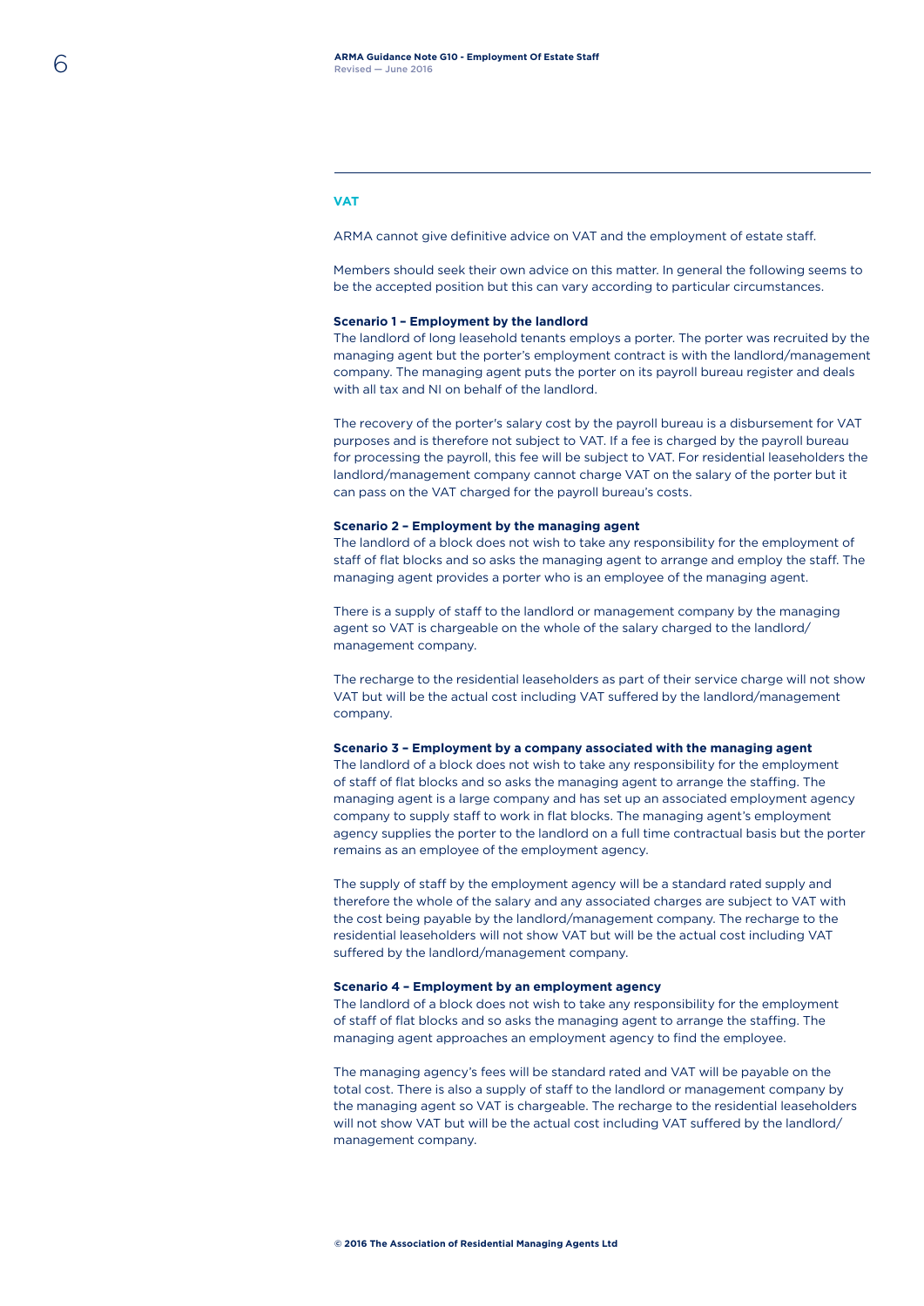## VAT

ARMA cannot give definitive advice on VAT and the employment of estate staff.

Members should seek their own advice on this matter. In general the following seems to be the accepted position but this can vary according to particular circumstances.

**Scenario 1 – Employment by the landlord**

The landlord of long leasehold tenants employs a porter. The porter was recruited by the managing agent but the porter's employment contract is with the landlord/management company. The managing agent puts the porter on its payroll bureau register and deals with all tax and NI on behalf of the landlord.

The recovery of the porter's salary cost by the payroll bureau is a disbursement for VAT purposes and is therefore not subject to VAT. If a fee is charged by the payroll bureau for processing the payroll, this fee will be subject to VAT. For residential leaseholders the landlord/management company cannot charge VAT on the salary of the porter but it can pass on the VAT charged for the payroll bureau's costs.

**Scenario 2 – Employment by the managing agent**

The landlord of a block does not wish to take any responsibility for the employment of staff of flat blocks and so asks the managing agent to arrange and employ the staff. The managing agent provides a porter who is an employee of the managing agent.

There is a supply of staff to the landlord or management company by the managing agent so VAT is chargeable on the whole of the salary charged to the landlord/management company.

The recharge to the residential leaseholders as part of their service charge will not show VAT but will be the actual cost including VAT suffered by the landlord/management company.

**Scenario 3 – Employment by a company associated with the managing agent**

The landlord of a block does not wish to take any responsibility for the employment of staff of flat blocks and so asks the managing agent to arrange the staffing. The managing agent is a large company and has set up an associated employment agency company to supply staff to work in flat blocks. The managing agent's employment agency supplies the porter to the landlord on a full time contractual basis but the porter remains as an employee of the employment agency.

The supply of staff by the employment agency will be a standard rated supply and therefore the whole of the salary and any associated charges are subject to VAT with the cost being payable by the landlord/management company. The recharge to the residential leaseholders will not show VAT but will be the actual cost including VAT suffered by the landlord/management company.

**Scenario 4 – Employment by an employment agency**

The landlord of a block does not wish to take any responsibility for the employment of staff of flat blocks and so asks the managing agent to arrange the staffing. The managing agent approaches an employment agency to find the employee.

The managing agency's fees will be standard rated and VAT will be payable on the total cost. There is also a supply of staff to the landlord or management company by the managing agent so VAT is chargeable. The recharge to the residential leaseholders will not show VAT but will be the actual cost including VAT suffered by the landlord/management company.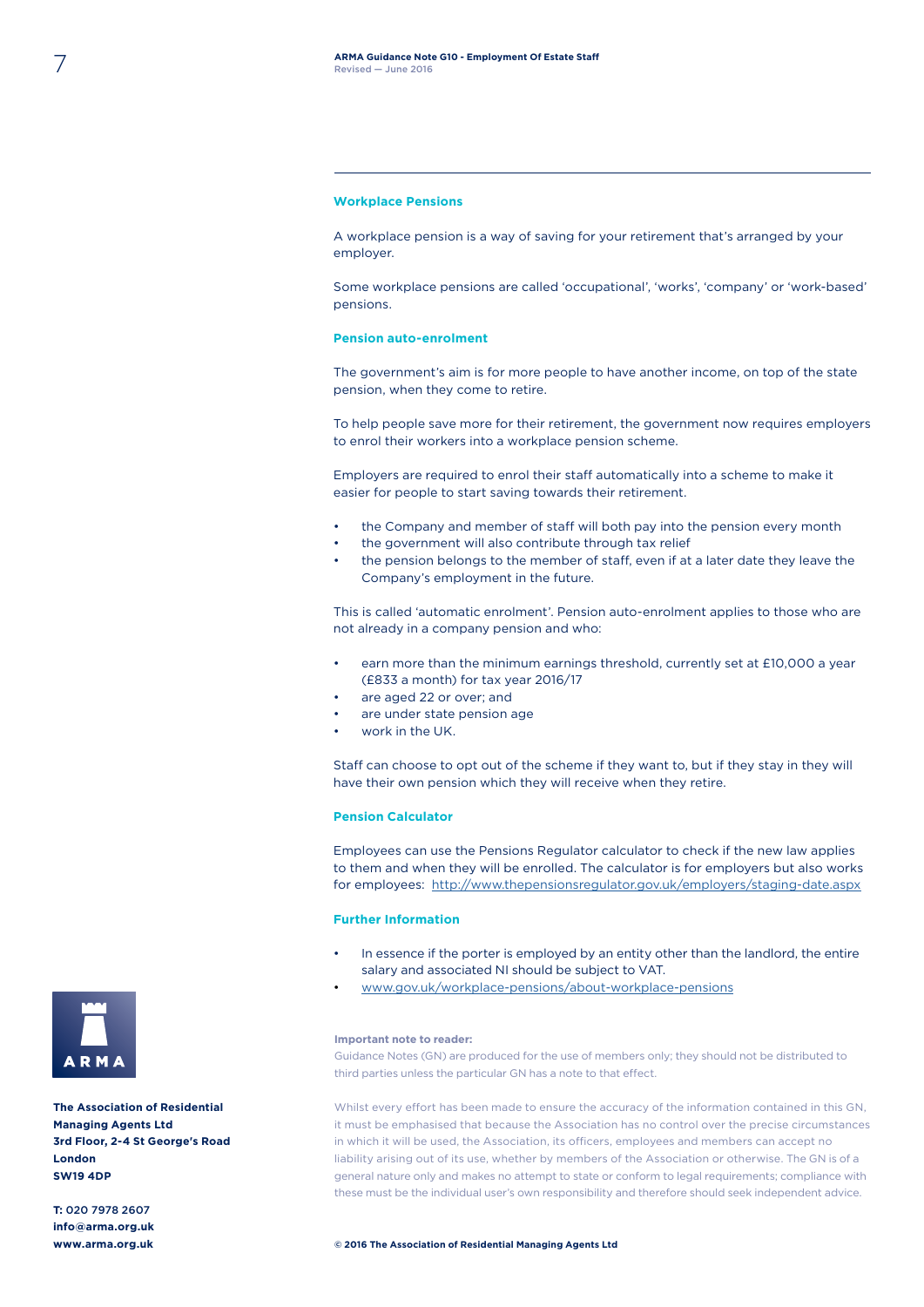## Workplace Pensions

A workplace pension is a way of saving for your retirement that's arranged by your employer.

Some workplace pensions are called 'occupational', 'works', 'company' or 'work-based' pensions.

## Pension auto-enrolment

The government's aim is for more people to have another income, on top of the state pension, when they come to retire.

To help people save more for their retirement, the government now requires employers to enrol their workers into a workplace pension scheme.

Employers are required to enrol their staff automatically into a scheme to make it easier for people to start saving towards their retirement.

- the Company and member of staff will both pay into the pension every month
- the government will also contribute through tax relief
- the pension belongs to the member of staff, even if at a later date they leave the Company's employment in the future.

This is called 'automatic enrolment'. Pension auto-enrolment applies to those who are not already in a company pension and who:

- earn more than the minimum earnings threshold, currently set at £10,000 a year (£833 a month) for tax year 2016/17
- are aged 22 or over; and
- are under state pension age
- work in the UK.

Staff can choose to opt out of the scheme if they want to, but if they stay in they will have their own pension which they will receive when they retire.

## Pension Calculator

Employees can use the Pensions Regulator calculator to check if the new law applies to them and when they will be enrolled. The calculator is for employers but also works for employees: http://www.thepensionsregulator.gov.uk/employers/staging-date.aspx

## Further Information

- In essence if the porter is employed by an entity other than the landlord, the entire salary and associated NI should be subject to VAT.
- www.gov.uk/workplace-pensions/about-workplace-pensions

**Important note to reader:**
Guidance Notes (GN) are produced for the use of members only; they should not be distributed to third parties unless the particular GN has a note to that effect.

Whilst every effort has been made to ensure the accuracy of the information contained in this GN, it must be emphasised that because the Association has no control over the precise circumstances in which it will be used, the Association, its officers, employees and members can accept no liability arising out of its use, whether by members of the Association or otherwise. The GN is of a general nature only and makes no attempt to state or conform to legal requirements; compliance with these must be the individual user's own responsibility and therefore should seek independent advice.

**© 2016 The Association of Residential Managing Agents Ltd**

ARMA

**The Association of Residential Managing Agents Ltd**
**3rd Floor, 2-4 St George's Road**
**London**
**SW19 4DP**

**T: 020 7978 2607**
**info@arma.org.uk**
**www.arma.org.uk**